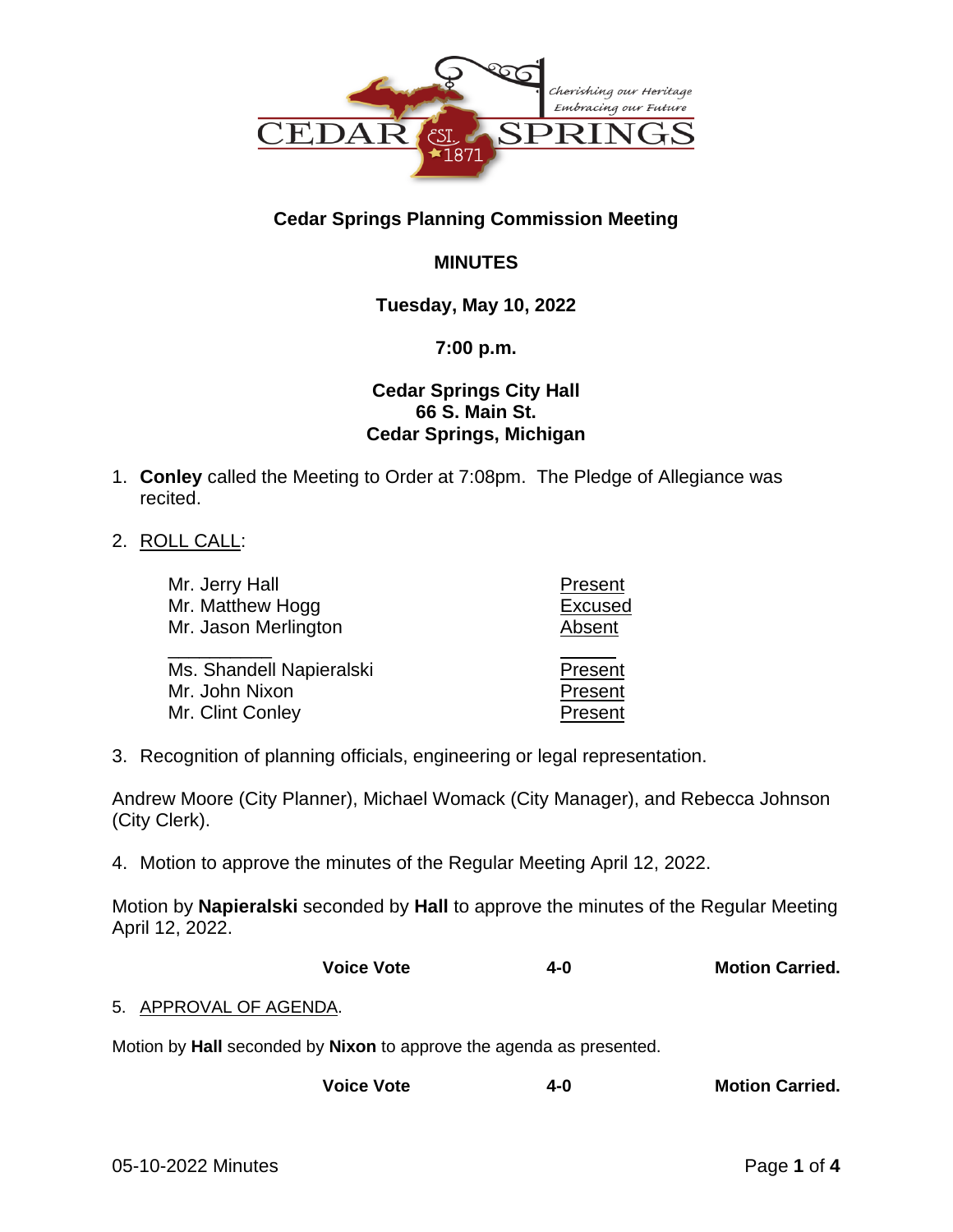## Cedar Springs Planning Commission Meeting

## MINUTES

**Tuesday, May 10, 2022**

**7:00 p.m.**

**Cedar Springs City Hall**
**66 S. Main St.**
**Cedar Springs, Michigan**

1. **Conley** called the Meeting to Order at 7:08pm. The Pledge of Allegiance was recited.

2. ROLL CALL:

| | |
|---|---|
| Mr. Jerry Hall | Present |
| Mr. Matthew Hogg | Excused |
| Mr. Jason Merlington | Absent |
| ___________ | ______ |
| Ms. Shandell Napieralski | Present |
| Mr. John Nixon | Present |
| Mr. Clint Conley | Present |

3. Recognition of planning officials, engineering or legal representation.

Andrew Moore (City Planner), Michael Womack (City Manager), and Rebecca Johnson (City Clerk).

4. Motion to approve the minutes of the Regular Meeting April 12, 2022.

Motion by **Napieralski** seconded by **Hall** to approve the minutes of the Regular Meeting April 12, 2022.

**Voice Vote** **4-0** **Motion Carried.**

5. APPROVAL OF AGENDA.

Motion by **Hall** seconded by **Nixon** to approve the agenda as presented.

**Voice Vote** **4-0** **Motion Carried.**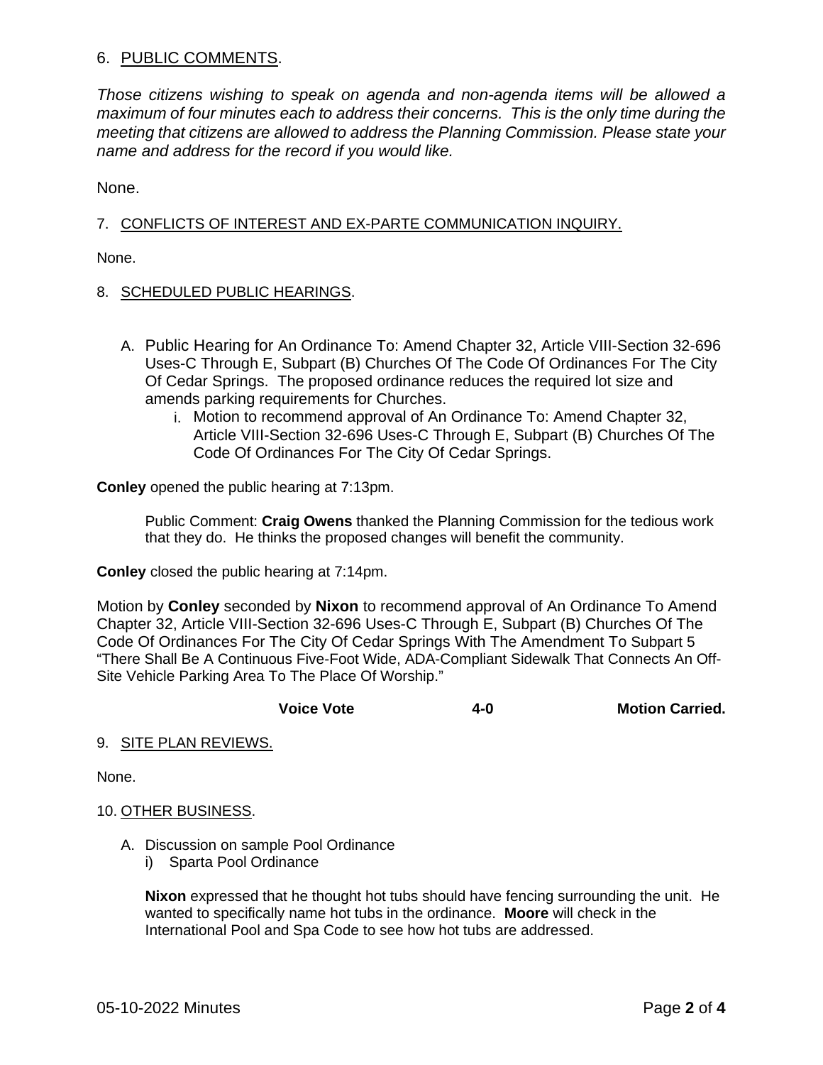## 6. PUBLIC COMMENTS.

*Those citizens wishing to speak on agenda and non-agenda items will be allowed a maximum of four minutes each to address their concerns. This is the only time during the meeting that citizens are allowed to address the Planning Commission. Please state your name and address for the record if you would like.*

None.

## 7. CONFLICTS OF INTEREST AND EX-PARTE COMMUNICATION INQUIRY.

None.

## 8. SCHEDULED PUBLIC HEARINGS.

A. Public Hearing for An Ordinance To: Amend Chapter 32, Article VIII-Section 32-696 Uses-C Through E, Subpart (B) Churches Of The Code Of Ordinances For The City Of Cedar Springs. The proposed ordinance reduces the required lot size and amends parking requirements for Churches.

   i. Motion to recommend approval of An Ordinance To: Amend Chapter 32, Article VIII-Section 32-696 Uses-C Through E, Subpart (B) Churches Of The Code Of Ordinances For The City Of Cedar Springs.

**Conley** opened the public hearing at 7:13pm.

Public Comment: **Craig Owens** thanked the Planning Commission for the tedious work that they do. He thinks the proposed changes will benefit the community.

**Conley** closed the public hearing at 7:14pm.

Motion by **Conley** seconded by **Nixon** to recommend approval of An Ordinance To Amend Chapter 32, Article VIII-Section 32-696 Uses-C Through E, Subpart (B) Churches Of The Code Of Ordinances For The City Of Cedar Springs With The Amendment To Subpart 5 "There Shall Be A Continuous Five-Foot Wide, ADA-Compliant Sidewalk That Connects An Off-Site Vehicle Parking Area To The Place Of Worship."

**Voice Vote 4-0 Motion Carried.**

## 9. SITE PLAN REVIEWS.

None.

## 10. OTHER BUSINESS.

A. Discussion on sample Pool Ordinance

   i) Sparta Pool Ordinance

**Nixon** expressed that he thought hot tubs should have fencing surrounding the unit. He wanted to specifically name hot tubs in the ordinance. **Moore** will check in the International Pool and Spa Code to see how hot tubs are addressed.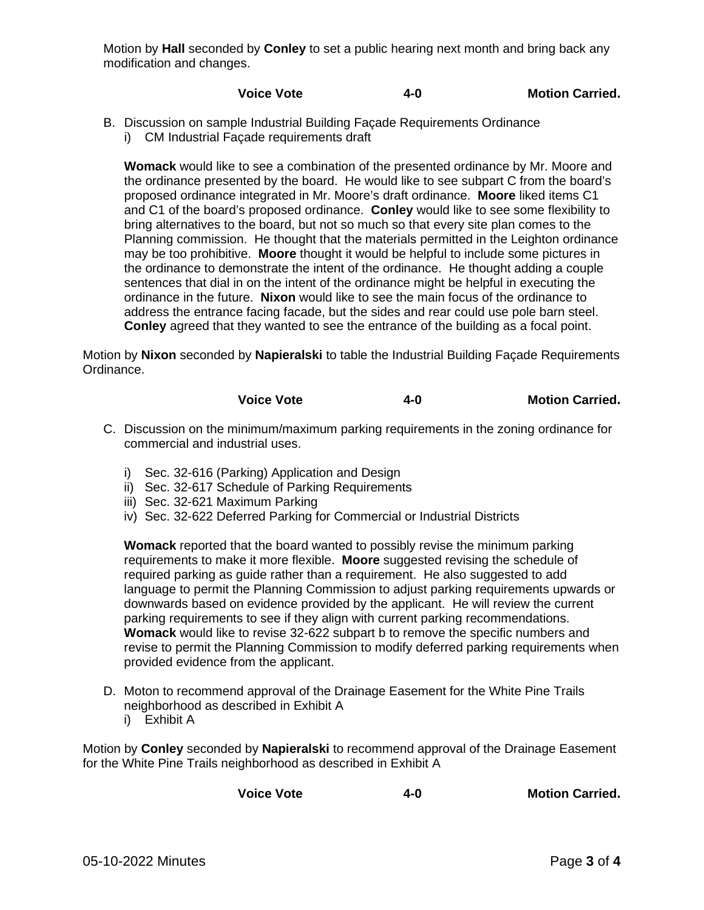Motion by **Hall** seconded by **Conley** to set a public hearing next month and bring back any modification and changes.

**Voice Vote 4-0 Motion Carried.**

B. Discussion on sample Industrial Building Façade Requirements Ordinance
   i) CM Industrial Façade requirements draft

   **Womack** would like to see a combination of the presented ordinance by Mr. Moore and the ordinance presented by the board. He would like to see subpart C from the board's proposed ordinance integrated in Mr. Moore's draft ordinance. **Moore** liked items C1 and C1 of the board's proposed ordinance. **Conley** would like to see some flexibility to bring alternatives to the board, but not so much so that every site plan comes to the Planning commission. He thought that the materials permitted in the Leighton ordinance may be too prohibitive. **Moore** thought it would be helpful to include some pictures in the ordinance to demonstrate the intent of the ordinance. He thought adding a couple sentences that dial in on the intent of the ordinance might be helpful in executing the ordinance in the future. **Nixon** would like to see the main focus of the ordinance to address the entrance facing facade, but the sides and rear could use pole barn steel. **Conley** agreed that they wanted to see the entrance of the building as a focal point.

Motion by **Nixon** seconded by **Napieralski** to table the Industrial Building Façade Requirements Ordinance.

**Voice Vote 4-0 Motion Carried.**

C. Discussion on the minimum/maximum parking requirements in the zoning ordinance for commercial and industrial uses.

   i) Sec. 32-616 (Parking) Application and Design
   ii) Sec. 32-617 Schedule of Parking Requirements
   iii) Sec. 32-621 Maximum Parking
   iv) Sec. 32-622 Deferred Parking for Commercial or Industrial Districts

   **Womack** reported that the board wanted to possibly revise the minimum parking requirements to make it more flexible. **Moore** suggested revising the schedule of required parking as guide rather than a requirement. He also suggested to add language to permit the Planning Commission to adjust parking requirements upwards or downwards based on evidence provided by the applicant. He will review the current parking requirements to see if they align with current parking recommendations. **Womack** would like to revise 32-622 subpart b to remove the specific numbers and revise to permit the Planning Commission to modify deferred parking requirements when provided evidence from the applicant.

D. Moton to recommend approval of the Drainage Easement for the White Pine Trails neighborhood as described in Exhibit A
   i) Exhibit A

Motion by **Conley** seconded by **Napieralski** to recommend approval of the Drainage Easement for the White Pine Trails neighborhood as described in Exhibit A

**Voice Vote 4-0 Motion Carried.**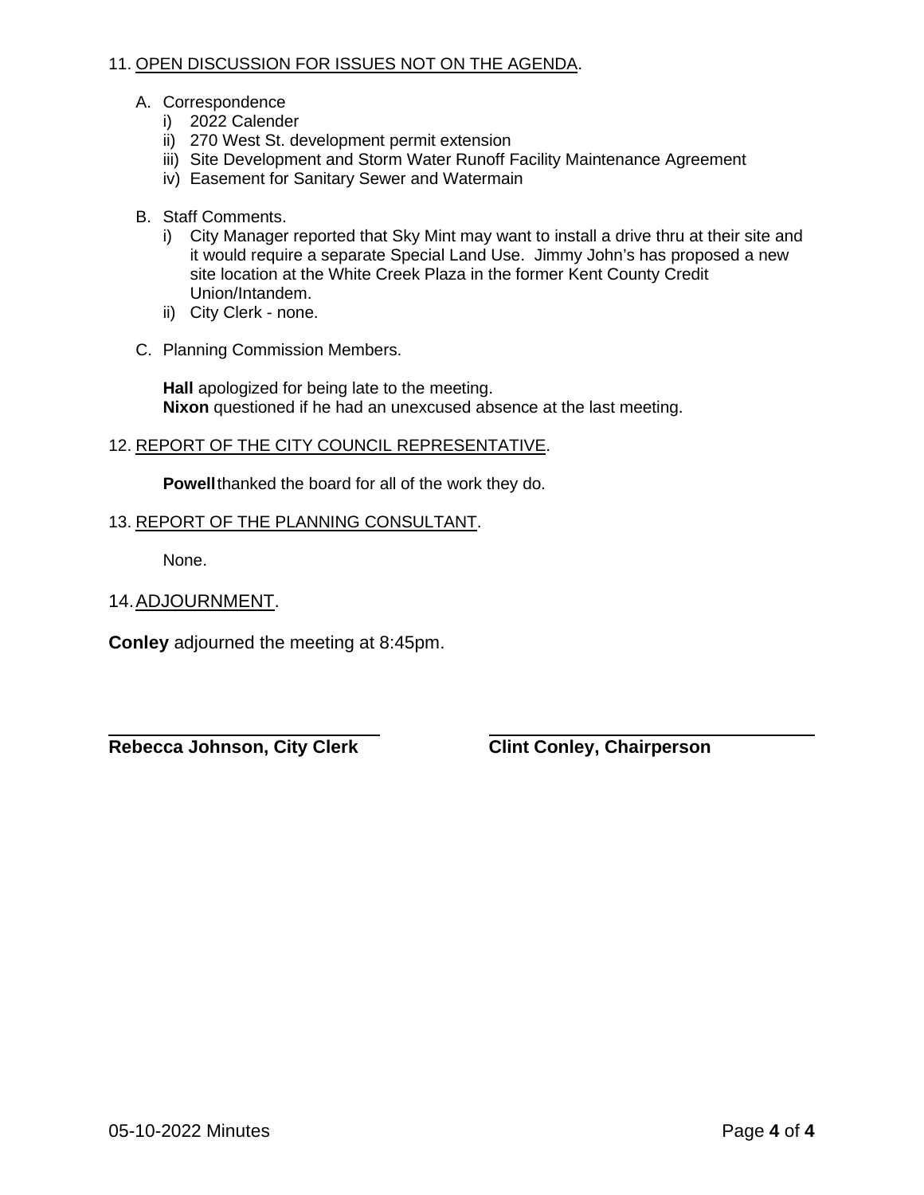11. <u>OPEN DISCUSSION FOR ISSUES NOT ON THE AGENDA</u>.

   A. Correspondence
      i) 2022 Calender
      ii) 270 West St. development permit extension
      iii) Site Development and Storm Water Runoff Facility Maintenance Agreement
      iv) Easement for Sanitary Sewer and Watermain

   B. Staff Comments.
      i) City Manager reported that Sky Mint may want to install a drive thru at their site and it would require a separate Special Land Use. Jimmy John's has proposed a new site location at the White Creek Plaza in the former Kent County Credit Union/Intandem.
      ii) City Clerk - none.

   C. Planning Commission Members.

   **Hall** apologized for being late to the meeting.
   **Nixon** questioned if he had an unexcused absence at the last meeting.

12. <u>REPORT OF THE CITY COUNCIL REPRESENTATIVE</u>.

   **Powell** thanked the board for all of the work they do.

13. <u>REPORT OF THE PLANNING CONSULTANT</u>.

   None.

14. <u>ADJOURNMENT</u>.

**Conley** adjourned the meeting at 8:45pm.

**Rebecca Johnson, City Clerk**

**Clint Conley, Chairperson**